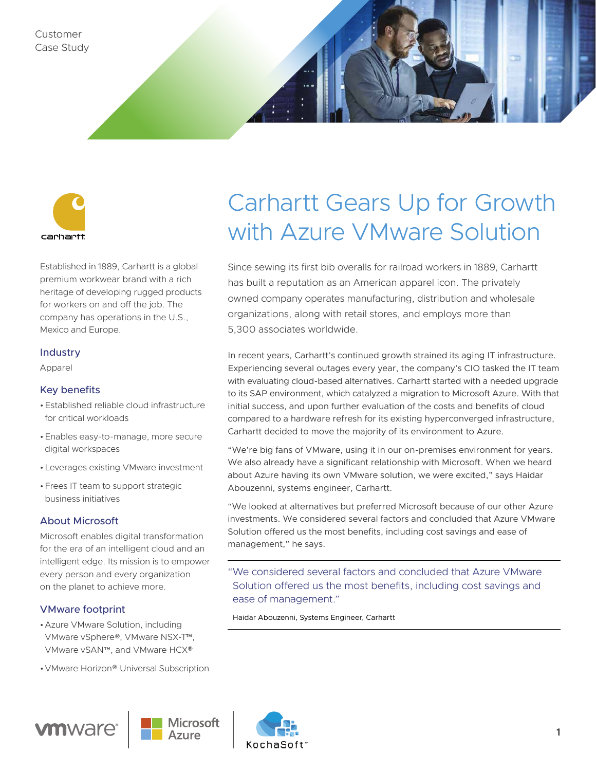Customer Case Study

# Carhartt Gears Up for Growth with Azure VMware Solution

Established in 1889, Carhartt is a global premium workwear brand with a rich heritage of developing rugged products for workers on and off the job. The company has operations in the U.S., Mexico and Europe.

## Industry

Apparel

## Key benefits

- Established reliable cloud infrastructure for critical workloads
- Enables easy-to-manage, more secure digital workspaces
- Leverages existing VMware investment
- Frees IT team to support strategic business initiatives

## About Microsoft

Microsoft enables digital transformation for the era of an intelligent cloud and an intelligent edge. Its mission is to empower every person and every organization on the planet to achieve more.

## VMware footprint

- Azure VMware Solution, including VMware vSphere®, VMware NSX-T™, VMware vSAN™, and VMware HCX®
- VMware Horizon® Universal Subscription

Since sewing its first bib overalls for railroad workers in 1889, Carhartt has built a reputation as an American apparel icon. The privately owned company operates manufacturing, distribution and wholesale organizations, along with retail stores, and employs more than 5,300 associates worldwide.

In recent years, Carhartt's continued growth strained its aging IT infrastructure. Experiencing several outages every year, the company's CIO tasked the IT team with evaluating cloud-based alternatives. Carhartt started with a needed upgrade to its SAP environment, which catalyzed a migration to Microsoft Azure. With that initial success, and upon further evaluation of the costs and benefits of cloud compared to a hardware refresh for its existing hyperconverged infrastructure, Carhartt decided to move the majority of its environment to Azure.

"We're big fans of VMware, using it in our on-premises environment for years. We also already have a significant relationship with Microsoft. When we heard about Azure having its own VMware solution, we were excited," says Haidar Abouzenni, systems engineer, Carhartt.

"We looked at alternatives but preferred Microsoft because of our other Azure investments. We considered several factors and concluded that Azure VMware Solution offered us the most benefits, including cost savings and ease of management," he says.

> "We considered several factors and concluded that Azure VMware Solution offered us the most benefits, including cost savings and ease of management."
>
> Haidar Abouzenni, Systems Engineer, Carhartt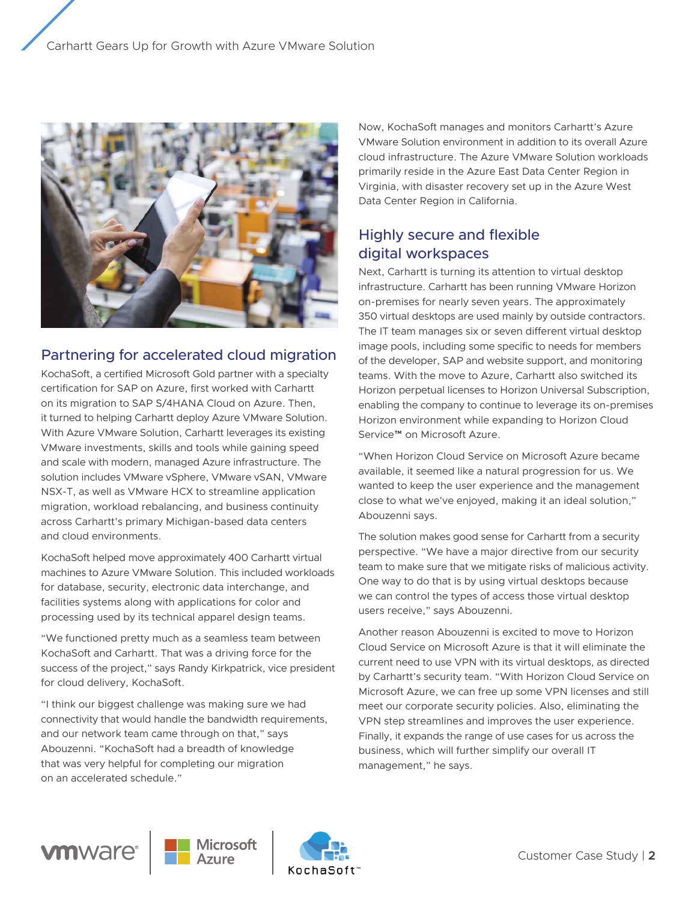## Partnering for accelerated cloud migration

KochaSoft, a certified Microsoft Gold partner with a specialty certification for SAP on Azure, first worked with Carhartt on its migration to SAP S/4HANA Cloud on Azure. Then, it turned to helping Carhartt deploy Azure VMware Solution. With Azure VMware Solution, Carhartt leverages its existing VMware investments, skills and tools while gaining speed and scale with modern, managed Azure infrastructure. The solution includes VMware vSphere, VMware vSAN, VMware NSX-T, as well as VMware HCX to streamline application migration, workload rebalancing, and business continuity across Carhartt's primary Michigan-based data centers and cloud environments.

KochaSoft helped move approximately 400 Carhartt virtual machines to Azure VMware Solution. This included workloads for database, security, electronic data interchange, and facilities systems along with applications for color and processing used by its technical apparel design teams.

"We functioned pretty much as a seamless team between KochaSoft and Carhartt. That was a driving force for the success of the project," says Randy Kirkpatrick, vice president for cloud delivery, KochaSoft.

"I think our biggest challenge was making sure we had connectivity that would handle the bandwidth requirements, and our network team came through on that," says Abouzenni. "KochaSoft had a breadth of knowledge that was very helpful for completing our migration on an accelerated schedule."

Now, KochaSoft manages and monitors Carhartt's Azure VMware Solution environment in addition to its overall Azure cloud infrastructure. The Azure VMware Solution workloads primarily reside in the Azure East Data Center Region in Virginia, with disaster recovery set up in the Azure West Data Center Region in California.

## Highly secure and flexible digital workspaces

Next, Carhartt is turning its attention to virtual desktop infrastructure. Carhartt has been running VMware Horizon on-premises for nearly seven years. The approximately 350 virtual desktops are used mainly by outside contractors. The IT team manages six or seven different virtual desktop image pools, including some specific to needs for members of the developer, SAP and website support, and monitoring teams. With the move to Azure, Carhartt also switched its Horizon perpetual licenses to Horizon Universal Subscription, enabling the company to continue to leverage its on-premises Horizon environment while expanding to Horizon Cloud Service™ on Microsoft Azure.

"When Horizon Cloud Service on Microsoft Azure became available, it seemed like a natural progression for us. We wanted to keep the user experience and the management close to what we've enjoyed, making it an ideal solution," Abouzenni says.

The solution makes good sense for Carhartt from a security perspective. "We have a major directive from our security team to make sure that we mitigate risks of malicious activity. One way to do that is by using virtual desktops because we can control the types of access those virtual desktop users receive," says Abouzenni.

Another reason Abouzenni is excited to move to Horizon Cloud Service on Microsoft Azure is that it will eliminate the current need to use VPN with its virtual desktops, as directed by Carhartt's security team. "With Horizon Cloud Service on Microsoft Azure, we can free up some VPN licenses and still meet our corporate security policies. Also, eliminating the VPN step streamlines and improves the user experience. Finally, it expands the range of use cases for us across the business, which will further simplify our overall IT management," he says.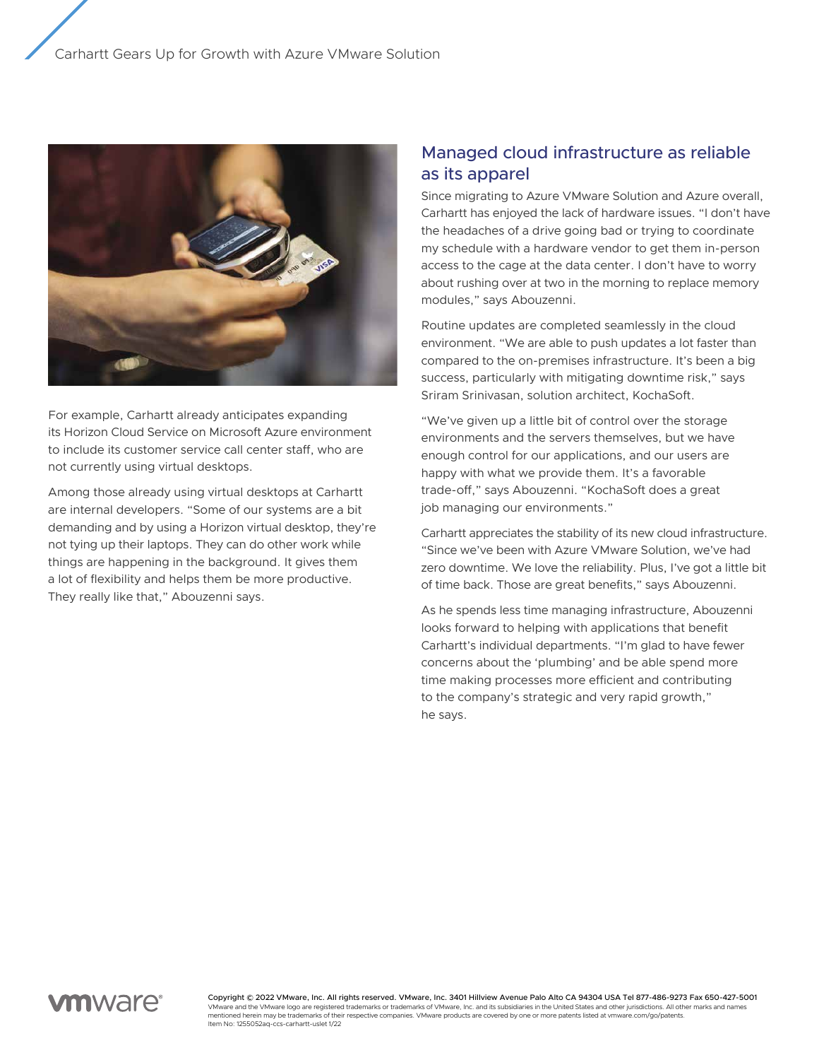For example, Carhartt already anticipates expanding its Horizon Cloud Service on Microsoft Azure environment to include its customer service call center staff, who are not currently using virtual desktops.

Among those already using virtual desktops at Carhartt are internal developers. "Some of our systems are a bit demanding and by using a Horizon virtual desktop, they're not tying up their laptops. They can do other work while things are happening in the background. It gives them a lot of flexibility and helps them be more productive. They really like that," Abouzenni says.

## Managed cloud infrastructure as reliable as its apparel

Since migrating to Azure VMware Solution and Azure overall, Carhartt has enjoyed the lack of hardware issues. "I don't have the headaches of a drive going bad or trying to coordinate my schedule with a hardware vendor to get them in-person access to the cage at the data center. I don't have to worry about rushing over at two in the morning to replace memory modules," says Abouzenni.

Routine updates are completed seamlessly in the cloud environment. "We are able to push updates a lot faster than compared to the on-premises infrastructure. It's been a big success, particularly with mitigating downtime risk," says Sriram Srinivasan, solution architect, KochaSoft.

"We've given up a little bit of control over the storage environments and the servers themselves, but we have enough control for our applications, and our users are happy with what we provide them. It's a favorable trade-off," says Abouzenni. "KochaSoft does a great job managing our environments."

Carhartt appreciates the stability of its new cloud infrastructure. "Since we've been with Azure VMware Solution, we've had zero downtime. We love the reliability. Plus, I've got a little bit of time back. Those are great benefits," says Abouzenni.

As he spends less time managing infrastructure, Abouzenni looks forward to helping with applications that benefit Carhartt's individual departments. "I'm glad to have fewer concerns about the 'plumbing' and be able spend more time making processes more efficient and contributing to the company's strategic and very rapid growth," he says.

Copyright © 2022 VMware, Inc. All rights reserved. VMware, Inc. 3401 Hillview Avenue Palo Alto CA 94304 USA Tel 877-486-9273 Fax 650-427-5001
VMware and the VMware logo are registered trademarks or trademarks of VMware, Inc. and its subsidiaries in the United States and other jurisdictions. All other marks and names mentioned herein may be trademarks of their respective companies. VMware products are covered by one or more patents listed at vmware.com/go/patents.
Item No: 1255052aq-ccs-carhartt-uslet 1/22